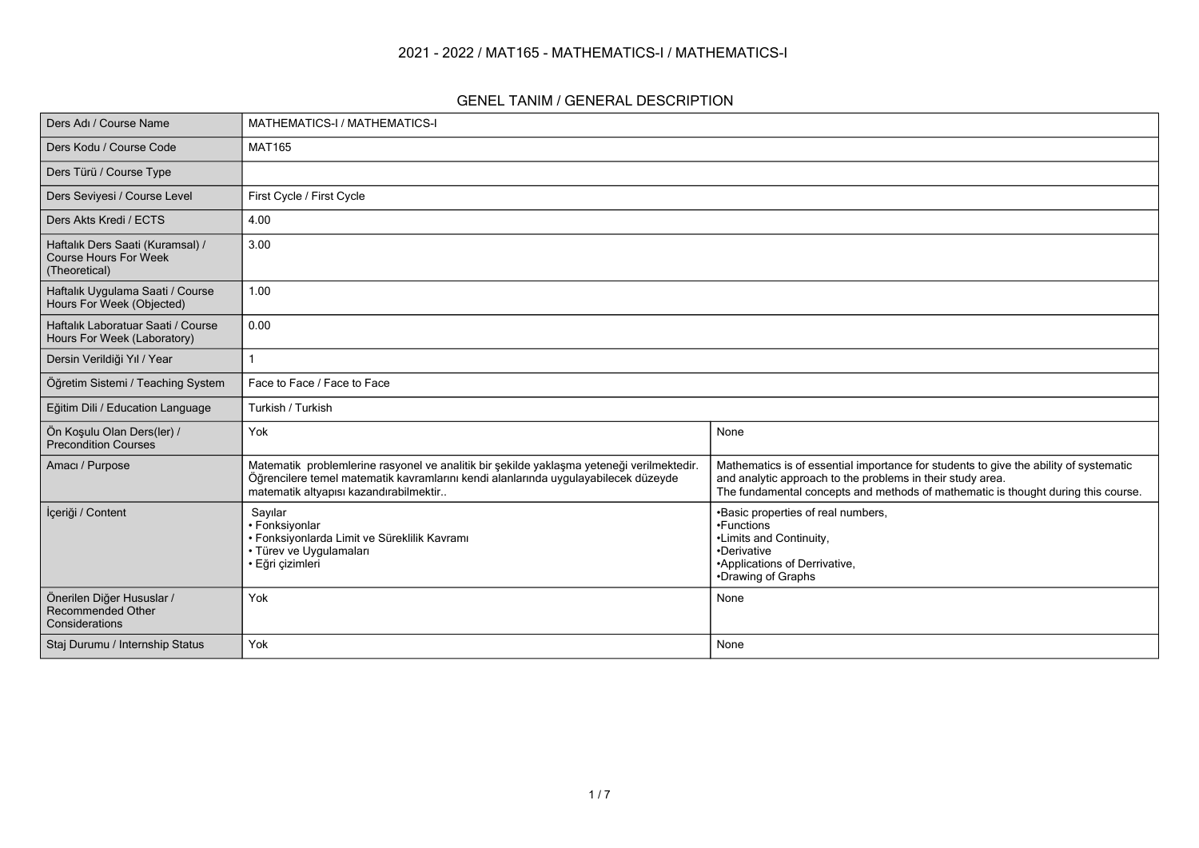# 2021 - 2022 / MAT165 - MATHEMATICS-I / MATHEMATICS-I

## GENEL TANIM / GENERAL DESCRIPTION

| | | |
|---|---|---|
| Ders Adı / Course Name | MATHEMATICS-I / MATHEMATICS-I | |
| Ders Kodu / Course Code | MAT165 | |
| Ders Türü / Course Type | | |
| Ders Seviyesi / Course Level | First Cycle / First Cycle | |
| Ders Akts Kredi / ECTS | 4.00 | |
| Haftalık Ders Saati (Kuramsal) / Course Hours For Week (Theoretical) | 3.00 | |
| Haftalık Uygulama Saati / Course Hours For Week (Objected) | 1.00 | |
| Haftalık Laboratuar Saati / Course Hours For Week (Laboratory) | 0.00 | |
| Dersin Verildiği Yıl / Year | 1 | |
| Öğretim Sistemi / Teaching System | Face to Face / Face to Face | |
| Eğitim Dili / Education Language | Turkish / Turkish | |
| Ön Koşulu Olan Ders(ler) / Precondition Courses | Yok | None |
| Amacı / Purpose | Matematik problemlerine rasyonel ve analitik bir şekilde yaklaşma yeteneği verilmektedir. Öğrencilere temel matematik kavramlarını kendi alanlarında uygulayabilecek düzeyde matematik altyapısı kazandırabilmektir.. | Mathematics is of essential importance for students to give the ability of systematic and analytic approach to the problems in their study area. The fundamental concepts and methods of mathematic is thought during this course. |
| İçeriği / Content | Sayılar<br>• Fonksiyonlar<br>• Fonksiyonlarda Limit ve Süreklilik Kavramı<br>• Türev ve Uygulamaları<br>• Eğri çizimleri | •Basic properties of real numbers,<br>•Functions<br>•Limits and Continuity,<br>•Derivative<br>•Applications of Derrivative,<br>•Drawing of Graphs |
| Önerilen Diğer Hususlar / Recommended Other Considerations | Yok | None |
| Staj Durumu / Internship Status | Yok | None |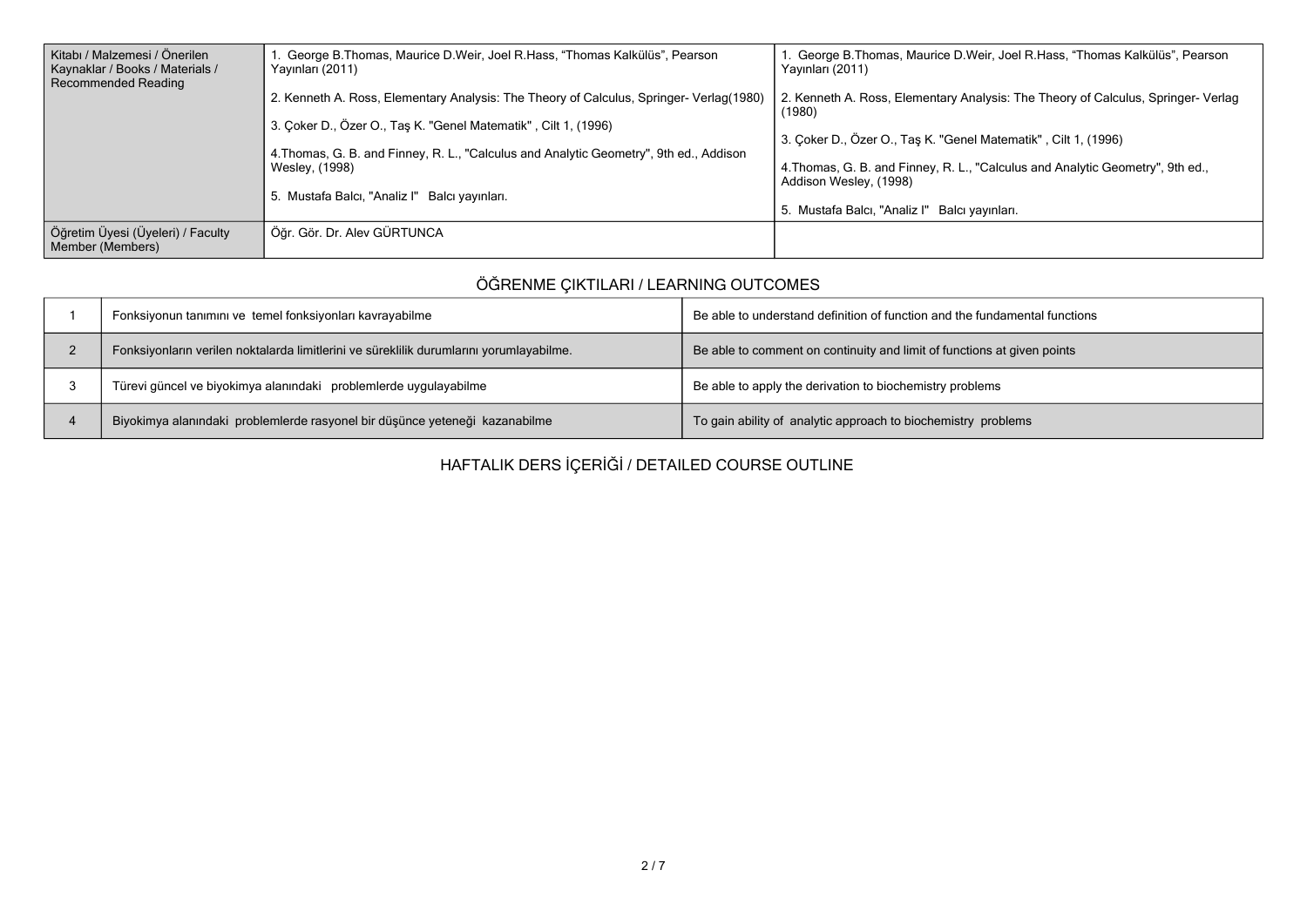| Kitabı / Malzemesi / Önerilen Kaynaklar / Books / Materials / Recommended Reading | 1. George B.Thomas, Maurice D.Weir, Joel R.Hass, “Thomas Kalkülüs”, Pearson Yayınları (2011)<br><br>2. Kenneth A. Ross, Elementary Analysis: The Theory of Calculus, Springer- Verlag(1980)<br><br>3. Çoker D., Özer O., Taş K. "Genel Matematik" , Cilt 1, (1996)<br><br>4.Thomas, G. B. and Finney, R. L., "Calculus and Analytic Geometry", 9th ed., Addison Wesley, (1998)<br><br>5. Mustafa Balcı, "Analiz I" Balcı yayınları. | 1. George B.Thomas, Maurice D.Weir, Joel R.Hass, “Thomas Kalkülüs”, Pearson Yayınları (2011)<br><br>2. Kenneth A. Ross, Elementary Analysis: The Theory of Calculus, Springer- Verlag (1980)<br><br>3. Çoker D., Özer O., Taş K. "Genel Matematik" , Cilt 1, (1996)<br><br>4.Thomas, G. B. and Finney, R. L., "Calculus and Analytic Geometry", 9th ed., Addison Wesley, (1998)<br><br>5. Mustafa Balcı, "Analiz I" Balcı yayınları. |
|---|---|---|
| Öğretim Üyesi (Üyeleri) / Faculty Member (Members) | Öğr. Gör. Dr. Alev GÜRTUNCA | |

## ÖĞRENME ÇIKTILARI / LEARNING OUTCOMES

| | | |
|---|---|---|
| 1 | Fonksiyonun tanımını ve temel fonksiyonları kavrayabilme | Be able to understand definition of function and the fundamental functions |
| 2 | Fonksiyonların verilen noktalarda limitlerini ve süreklilik durumlarını yorumlayabilme. | Be able to comment on continuity and limit of functions at given points |
| 3 | Türevi güncel ve biyokimya alanındaki problemlerde uygulayabilme | Be able to apply the derivation to biochemistry problems |
| 4 | Biyokimya alanındaki problemlerde rasyonel bir düşünce yeteneği kazanabilme | To gain ability of analytic approach to biochemistry problems |

## HAFTALIK DERS İÇERİĞİ / DETAILED COURSE OUTLINE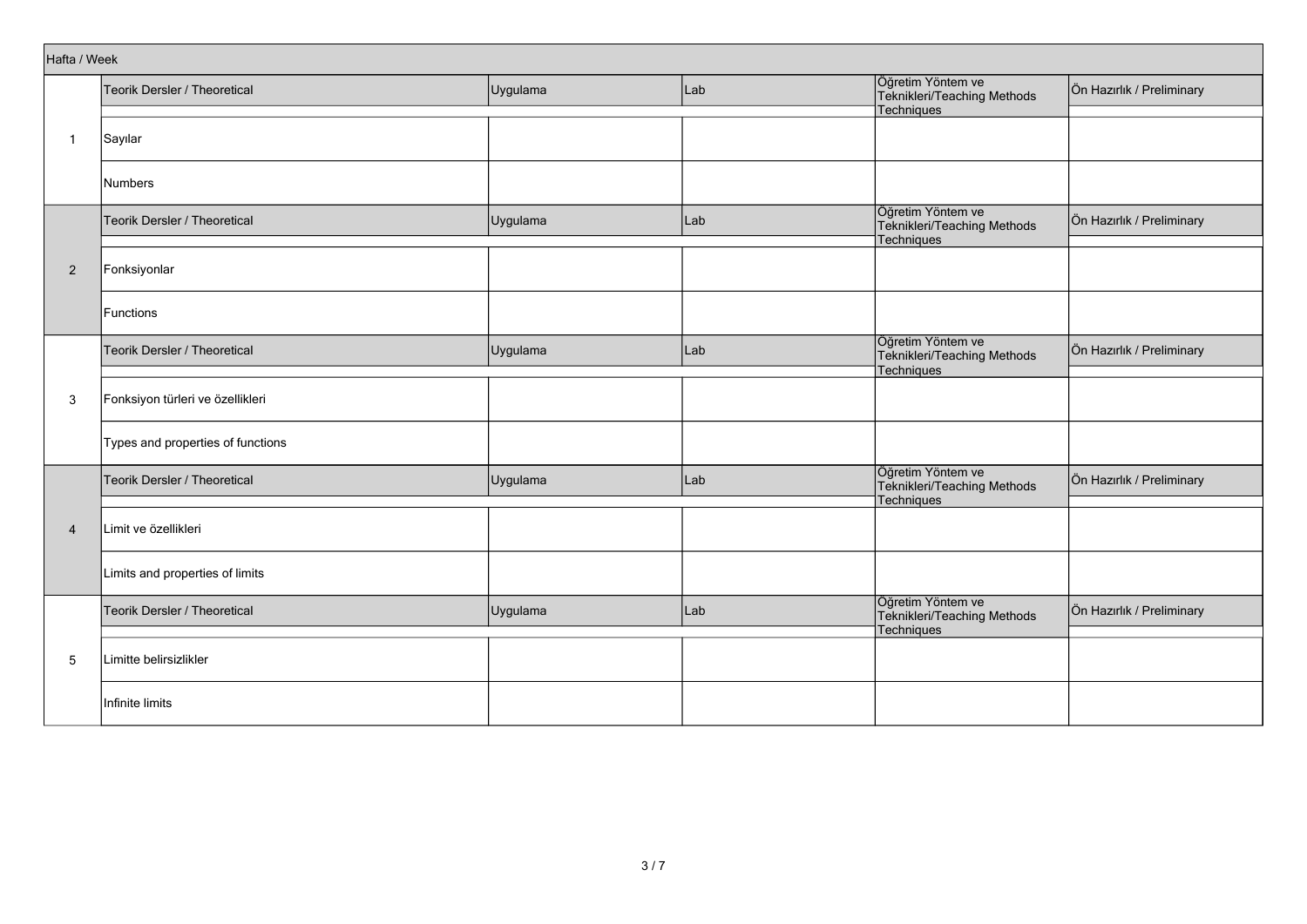| Hafta / Week | Teorik Dersler / Theoretical | Uygulama | Lab | Öğretim Yöntem ve Teknikleri/Teaching Methods Techniques | Ön Hazırlık / Preliminary |
|---|---|---|---|---|---|
| 1 | Sayılar | | | | |
| | Numbers | | | | |
| 2 | Fonksiyonlar | | | | |
| | Functions | | | | |
| 3 | Fonksiyon türleri ve özellikleri | | | | |
| | Types and properties of functions | | | | |
| 4 | Limit ve özellikleri | | | | |
| | Limits and properties of limits | | | | |
| 5 | Limitte belirsizlikler | | | | |
| | Infinite limits | | | | |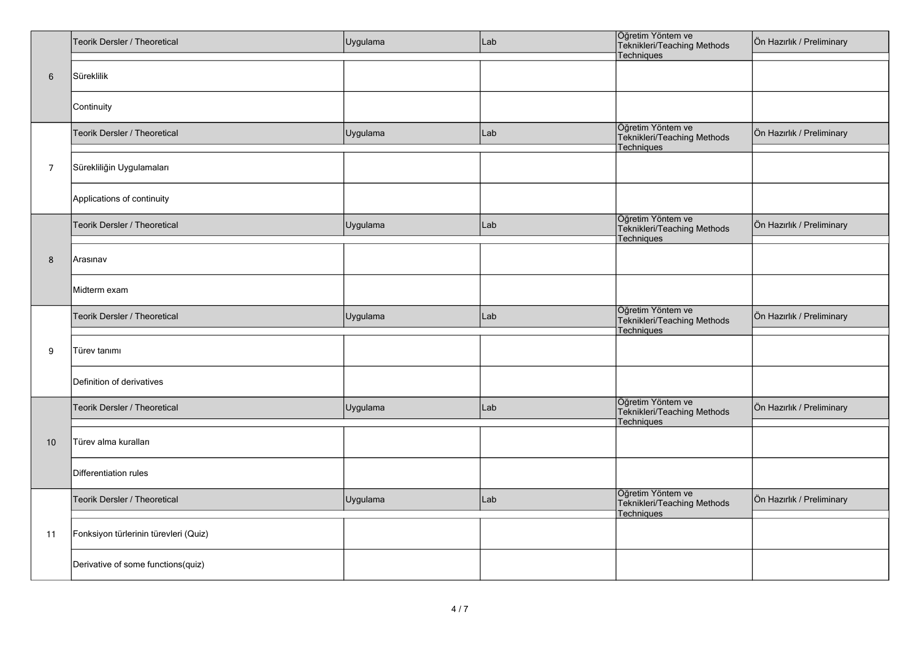| | Teorik Dersler / Theoretical | Uygulama | Lab | Öğretim Yöntem ve Teknikleri/Teaching Methods Techniques | Ön Hazırlık / Preliminary |
|---|---|---|---|---|---|
| 6 | Süreklilik | | | | |
| | Continuity | | | | |
| | Teorik Dersler / Theoretical | Uygulama | Lab | Öğretim Yöntem ve Teknikleri/Teaching Methods Techniques | Ön Hazırlık / Preliminary |
| 7 | Sürekliliğin Uygulamaları | | | | |
| | Applications of continuity | | | | |
| | Teorik Dersler / Theoretical | Uygulama | Lab | Öğretim Yöntem ve Teknikleri/Teaching Methods Techniques | Ön Hazırlık / Preliminary |
| 8 | Arasınav | | | | |
| | Midterm exam | | | | |
| | Teorik Dersler / Theoretical | Uygulama | Lab | Öğretim Yöntem ve Teknikleri/Teaching Methods Techniques | Ön Hazırlık / Preliminary |
| 9 | Türev tanımı | | | | |
| | Definition of derivatives | | | | |
| | Teorik Dersler / Theoretical | Uygulama | Lab | Öğretim Yöntem ve Teknikleri/Teaching Methods Techniques | Ön Hazırlık / Preliminary |
| 10 | Türev alma kuralları | | | | |
| | Differentiation rules | | | | |
| | Teorik Dersler / Theoretical | Uygulama | Lab | Öğretim Yöntem ve Teknikleri/Teaching Methods Techniques | Ön Hazırlık / Preliminary |
| 11 | Fonksiyon türlerinin türevleri (Quiz) | | | | |
| | Derivative of some functions(quiz) | | | | |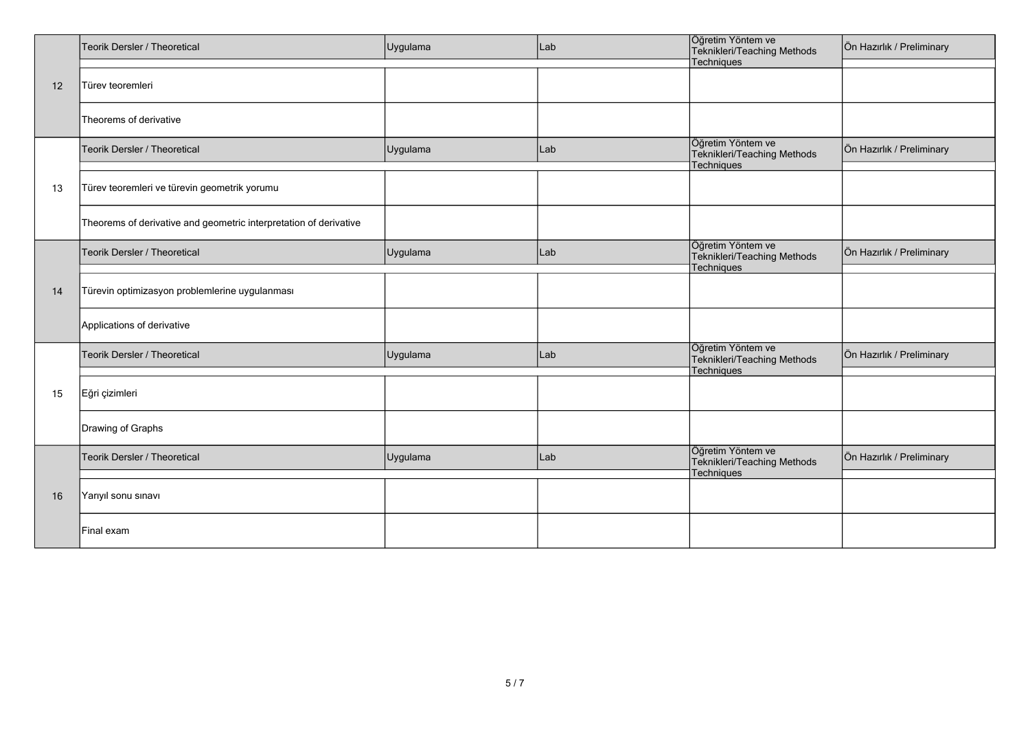| Hafta | Teorik Dersler / Theoretical | Uygulama | Lab | Öğretim Yöntem ve Teknikleri/Teaching Methods Techniques | Ön Hazırlık / Preliminary |
|---|---|---|---|---|---|
| 12 | Türev teoremleri | | | | |
| | Theorems of derivative | | | | |
| 13 | Türev teoremleri ve türevin geometrik yorumu | | | | |
| | Theorems of derivative and geometric interpretation of derivative | | | | |
| 14 | Türevin optimizasyon problemlerine uygulanması | | | | |
| | Applications of derivative | | | | |
| 15 | Eğri çizimleri | | | | |
| | Drawing of Graphs | | | | |
| 16 | Yarıyıl sonu sınavı | | | | |
| | Final exam | | | | |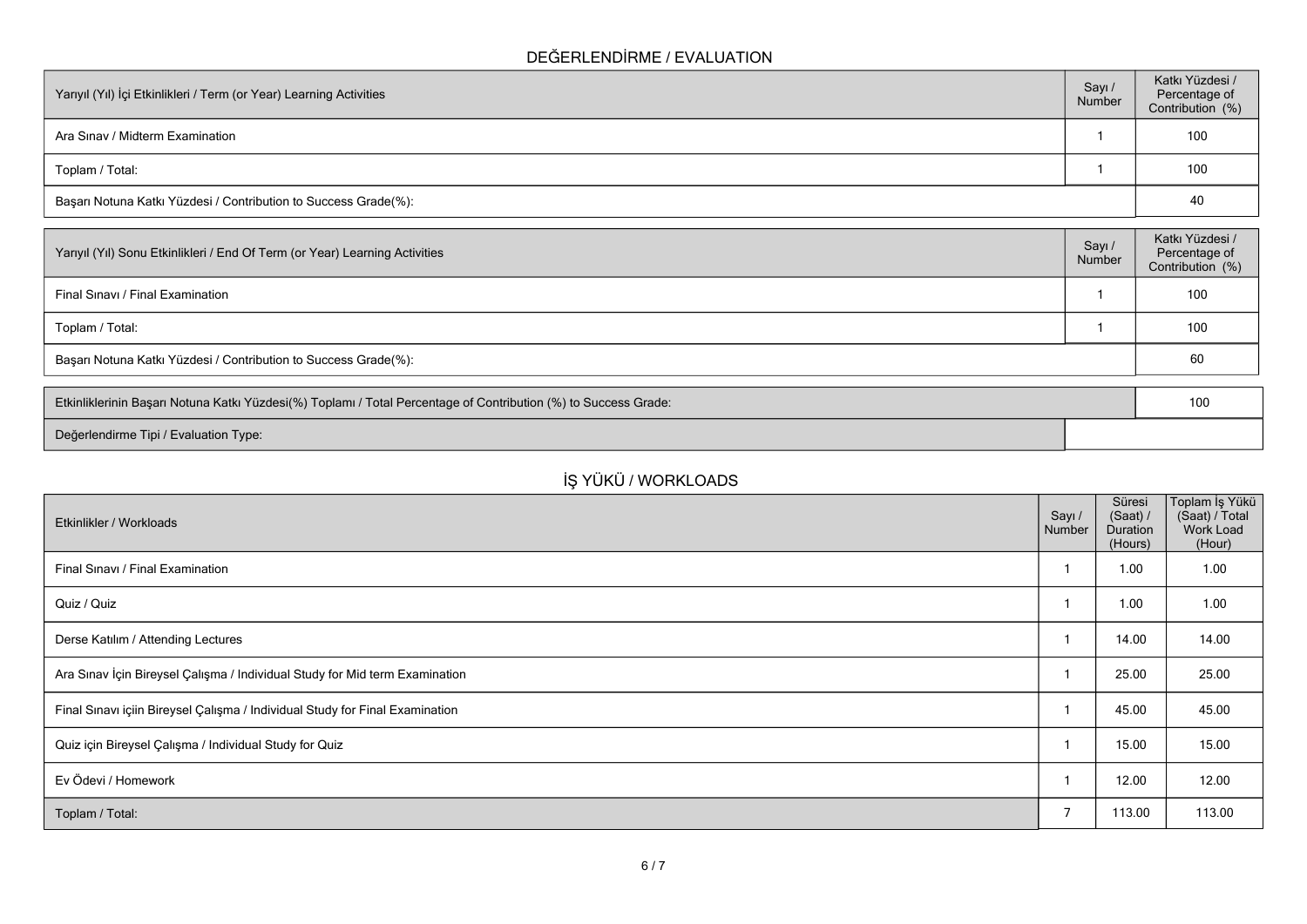## DEĞERLENDİRME / EVALUATION

| Yarıyıl (Yıl) İçi Etkinlikleri / Term (or Year) Learning Activities | Sayı / Number | Katkı Yüzdesi / Percentage of Contribution (%) |
|---|---|---|
| Ara Sınav / Midterm Examination | 1 | 100 |
| Toplam / Total: | 1 | 100 |
| Başarı Notuna Katkı Yüzdesi / Contribution to Success Grade(%): | | 40 |

| Yarıyıl (Yıl) Sonu Etkinlikleri / End Of Term (or Year) Learning Activities | Sayı / Number | Katkı Yüzdesi / Percentage of Contribution (%) |
|---|---|---|
| Final Sınavı / Final Examination | 1 | 100 |
| Toplam / Total: | 1 | 100 |
| Başarı Notuna Katkı Yüzdesi / Contribution to Success Grade(%): | | 60 |

| | |
|---|---|
| Etkinliklerinin Başarı Notuna Katkı Yüzdesi(%) Toplamı / Total Percentage of Contribution (%) to Success Grade: | 100 |
| Değerlendirme Tipi / Evaluation Type: | |

## İŞ YÜKÜ / WORKLOADS

| Etkinlikler / Workloads | Sayı / Number | Süresi (Saat) / Duration (Hours) | Toplam İş Yükü (Saat) / Total Work Load (Hour) |
|---|---|---|---|
| Final Sınavı / Final Examination | 1 | 1.00 | 1.00 |
| Quiz / Quiz | 1 | 1.00 | 1.00 |
| Derse Katılım / Attending Lectures | 1 | 14.00 | 14.00 |
| Ara Sınav İçin Bireysel Çalışma / Individual Study for Mid term Examination | 1 | 25.00 | 25.00 |
| Final Sınavı içiin Bireysel Çalışma / Individual Study for Final Examination | 1 | 45.00 | 45.00 |
| Quiz için Bireysel Çalışma / Individual Study for Quiz | 1 | 15.00 | 15.00 |
| Ev Ödevi / Homework | 1 | 12.00 | 12.00 |
| Toplam / Total: | 7 | 113.00 | 113.00 |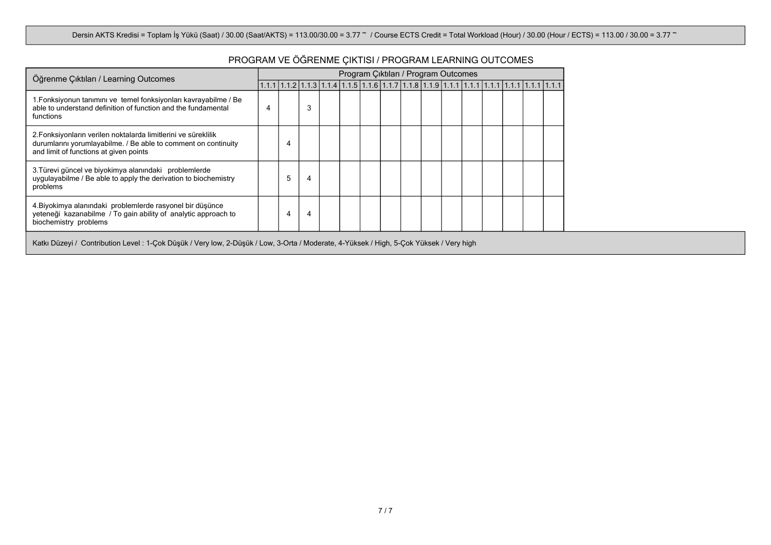Dersin AKTS Kredisi = Toplam İş Yükü (Saat) / 30.00 (Saat/AKTS) = 113.00/30.00 = 3.77 ~ / Course ECTS Credit = Total Workload (Hour) / 30.00 (Hour / ECTS) = 113.00 / 30.00 = 3.77 ~

## PROGRAM VE ÖĞRENME ÇIKTISI / PROGRAM LEARNING OUTCOMES

| Öğrenme Çıktıları / Learning Outcomes | Program Çıktıları / Program Outcomes | | | | | | | | | | | | | | |
|---|---|---|---|---|---|---|---|---|---|---|---|---|---|---|---|
| | 1.1.1 | 1.1.2 | 1.1.3 | 1.1.4 | 1.1.5 | 1.1.6 | 1.1.7 | 1.1.8 | 1.1.9 | 1.1.1 | 1.1.1 | 1.1.1 | 1.1.1 | 1.1.1 | 1.1.1 |
| 1.Fonksiyonun tanımını ve temel fonksiyonları kavrayabilme / Be able to understand definition of function and the fundamental functions | 4 | | 3 | | | | | | | | | | | | |
| 2.Fonksiyonların verilen noktalarda limitlerini ve süreklilik durumlarını yorumlayabilme. / Be able to comment on continuity and limit of functions at given points | | 4 | | | | | | | | | | | | | |
| 3.Türevi güncel ve biyokimya alanındaki problemlerde uygulayabilme / Be able to apply the derivation to biochemistry problems | | 5 | 4 | | | | | | | | | | | | |
| 4.Biyokimya alanındaki problemlerde rasyonel bir düşünce yeteneği kazanabilme / To gain ability of analytic approach to biochemistry problems | | 4 | 4 | | | | | | | | | | | | |

Katkı Düzeyi / Contribution Level : 1-Çok Düşük / Very low, 2-Düşük / Low, 3-Orta / Moderate, 4-Yüksek / High, 5-Çok Yüksek / Very high